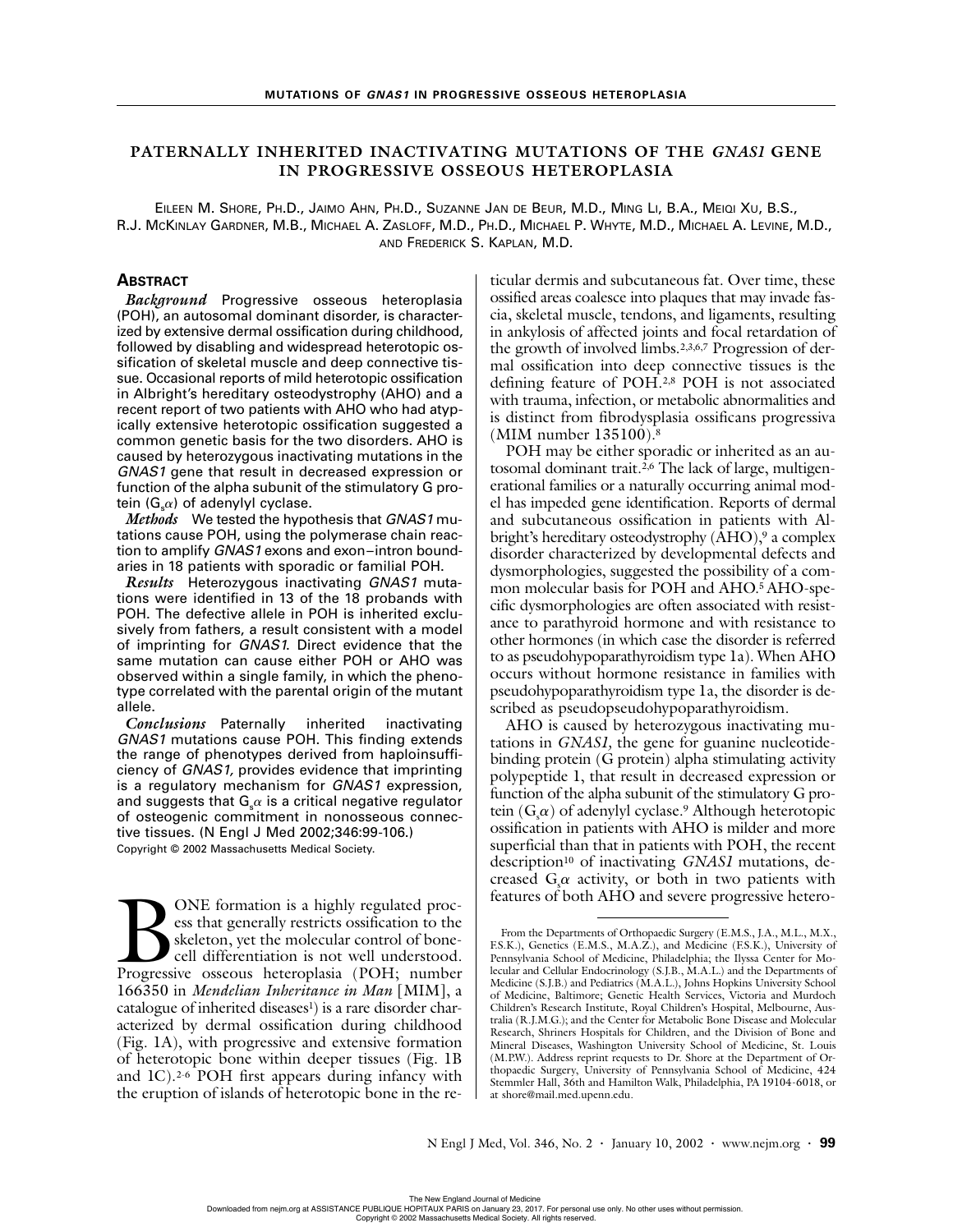# PATERNALLY INHERITED INACTIVATING MUTATIONS OF THE *GNAS1* GENE IN PROGRESSIVE OSSEOUS HETEROPLASIA

EILEEN M. SHORE, PH.D., JAIMO AHN, PH.D., SUZANNE JAN DE BEUR, M.D., MING LI, B.A., MEIQI XU, B.S., R.J. MCKINLAY GARDNER, M.B., MICHAEL A. ZASLOFF, M.D., PH.D., MICHAEL P. WHYTE, M.D., MICHAEL A. LEVINE, M.D., AND FREDERICK S. KAPLAN, M.D.

## ABSTRACT

***Background*** Progressive osseous heteroplasia (POH), an autosomal dominant disorder, is characterized by extensive dermal ossification during childhood, followed by disabling and widespread heterotopic ossification of skeletal muscle and deep connective tissue. Occasional reports of mild heterotopic ossification in Albright's hereditary osteodystrophy (AHO) and a recent report of two patients with AHO who had atypically extensive heterotopic ossification suggested a common genetic basis for the two disorders. AHO is caused by heterozygous inactivating mutations in the *GNAS1* gene that result in decreased expression or function of the alpha subunit of the stimulatory G protein ($G_s\alpha$) of adenylyl cyclase.

***Methods*** We tested the hypothesis that *GNAS1* mutations cause POH, using the polymerase chain reaction to amplify *GNAS1* exons and exon–intron boundaries in 18 patients with sporadic or familial POH.

***Results*** Heterozygous inactivating *GNAS1* mutations were identified in 13 of the 18 probands with POH. The defective allele in POH is inherited exclusively from fathers, a result consistent with a model of imprinting for *GNAS1.* Direct evidence that the same mutation can cause either POH or AHO was observed within a single family, in which the phenotype correlated with the parental origin of the mutant allele.

***Conclusions*** Paternally inherited inactivating *GNAS1* mutations cause POH. This finding extends the range of phenotypes derived from haploinsufficiency of *GNAS1,* provides evidence that imprinting is a regulatory mechanism for *GNAS1* expression, and suggests that $G_s\alpha$ is a critical negative regulator of osteogenic commitment in nonosseous connective tissues. (N Engl J Med 2002;346:99-106.)

Copyright © 2002 Massachusetts Medical Society.

BONE formation is a highly regulated process that generally restricts ossification to the skeleton, yet the molecular control of bone-cell differentiation is not well understood. Progressive osseous heteroplasia (POH; number 166350 in *Mendelian Inheritance in Man* [MIM], a catalogue of inherited diseases[1]) is a rare disorder characterized by dermal ossification during childhood (Fig. 1A), with progressive and extensive formation of heterotopic bone within deeper tissues (Fig. 1B and 1C).[2-6] POH first appears during infancy with the eruption of islands of heterotopic bone in the reticular dermis and subcutaneous fat. Over time, these ossified areas coalesce into plaques that may invade fascia, skeletal muscle, tendons, and ligaments, resulting in ankylosis of affected joints and focal retardation of the growth of involved limbs.[2,3,6,7] Progression of dermal ossification into deep connective tissues is the defining feature of POH.[2,8] POH is not associated with trauma, infection, or metabolic abnormalities and is distinct from fibrodysplasia ossificans progressiva (MIM number 135100).[8]

POH may be either sporadic or inherited as an autosomal dominant trait.[2,6] The lack of large, multigenerational families or a naturally occurring animal model has impeded gene identification. Reports of dermal and subcutaneous ossification in patients with Albright's hereditary osteodystrophy (AHO),[9] a complex disorder characterized by developmental defects and dysmorphologies, suggested the possibility of a common molecular basis for POH and AHO.[5] AHO-specific dysmorphologies are often associated with resistance to parathyroid hormone and with resistance to other hormones (in which case the disorder is referred to as pseudohypoparathyroidism type 1a). When AHO occurs without hormone resistance in families with pseudohypoparathyroidism type 1a, the disorder is described as pseudopseudohypoparathyroidism.

AHO is caused by heterozygous inactivating mutations in *GNAS1,* the gene for guanine nucleotide-binding protein (G protein) alpha stimulating activity polypeptide 1, that result in decreased expression or function of the alpha subunit of the stimulatory G protein ($G_s\alpha$) of adenylyl cyclase.[9] Although heterotopic ossification in patients with AHO is milder and more superficial than that in patients with POH, the recent description[10] of inactivating *GNAS1* mutations, decreased $G_s\alpha$ activity, or both in two patients with features of both AHO and severe progressive hetero-

From the Departments of Orthopaedic Surgery (E.M.S., J.A., M.L., M.X., F.S.K.), Genetics (E.M.S., M.A.Z.), and Medicine (F.S.K.), University of Pennsylvania School of Medicine, Philadelphia; the Ilyssa Center for Molecular and Cellular Endocrinology (S.J.B., M.A.L.) and the Departments of Medicine (S.J.B.) and Pediatrics (M.A.L.), Johns Hopkins University School of Medicine, Baltimore; Genetic Health Services, Victoria and Murdoch Children's Research Institute, Royal Children's Hospital, Melbourne, Australia (R.J.M.G.); and the Center for Metabolic Bone Disease and Molecular Research, Shriners Hospitals for Children, and the Division of Bone and Mineral Diseases, Washington University School of Medicine, St. Louis (M.P.W.). Address reprint requests to Dr. Shore at the Department of Orthopaedic Surgery, University of Pennsylvania School of Medicine, 424 Stemmler Hall, 36th and Hamilton Walk, Philadelphia, PA 19104-6018, or at shore@mail.med.upenn.edu.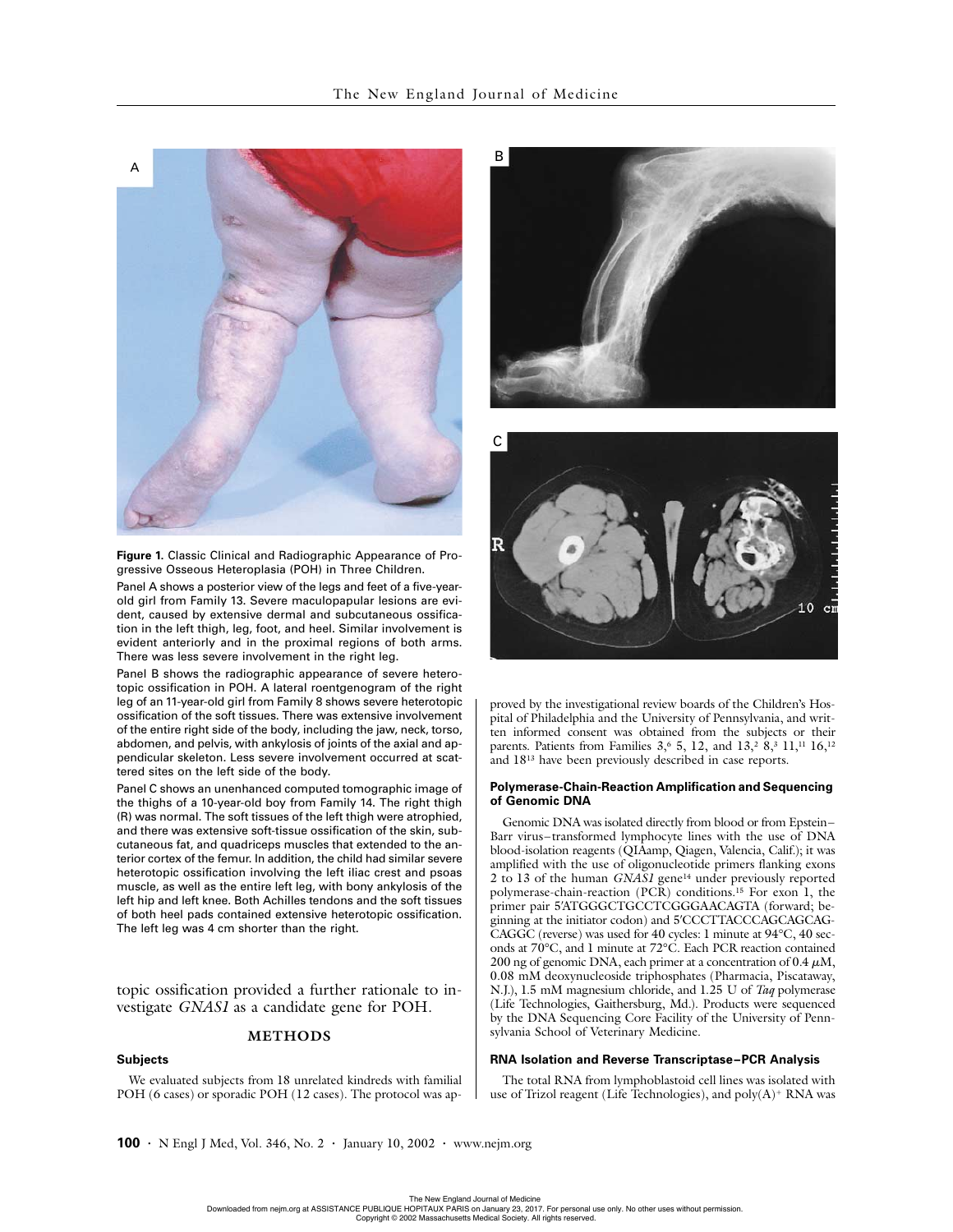**Figure 1.** Classic Clinical and Radiographic Appearance of Progressive Osseous Heteroplasia (POH) in Three Children.

Panel A shows a posterior view of the legs and feet of a five-year-old girl from Family 13. Severe maculopapular lesions are evident, caused by extensive dermal and subcutaneous ossification in the left thigh, leg, foot, and heel. Similar involvement is evident anteriorly and in the proximal regions of both arms. There was less severe involvement in the right leg.

Panel B shows the radiographic appearance of severe heterotopic ossification in POH. A lateral roentgenogram of the right leg of an 11-year-old girl from Family 8 shows severe heterotopic ossification of the soft tissues. There was extensive involvement of the entire right side of the body, including the jaw, neck, torso, abdomen, and pelvis, with ankylosis of joints of the axial and appendicular skeleton. Less severe involvement occurred at scattered sites on the left side of the body.

Panel C shows an unenhanced computed tomographic image of the thighs of a 10-year-old boy from Family 14. The right thigh (R) was normal. The soft tissues of the left thigh were atrophied, and there was extensive soft-tissue ossification of the skin, subcutaneous fat, and quadriceps muscles that extended to the anterior cortex of the femur. In addition, the child had similar severe heterotopic ossification involving the left iliac crest and psoas muscle, as well as the entire left leg, with bony ankylosis of the left hip and left knee. Both Achilles tendons and the soft tissues of both heel pads contained extensive heterotopic ossification. The left leg was 4 cm shorter than the right.

topic ossification provided a further rationale to investigate *GNAS1* as a candidate gene for POH.

## METHODS

### Subjects

We evaluated subjects from 18 unrelated kindreds with familial POH (6 cases) or sporadic POH (12 cases). The protocol was approved by the investigational review boards of the Children's Hospital of Philadelphia and the University of Pennsylvania, and written informed consent was obtained from the subjects or their parents. Patients from Families 3,[6] 5, 12, and 13,[2] 8,[3] 11,[11] 16,[12] and 18[13] have been previously described in case reports.

### Polymerase-Chain-Reaction Amplification and Sequencing of Genomic DNA

Genomic DNA was isolated directly from blood or from Epstein–Barr virus–transformed lymphocyte lines with the use of DNA blood-isolation reagents (QIAamp, Qiagen, Valencia, Calif.); it was amplified with the use of oligonucleotide primers flanking exons 2 to 13 of the human *GNAS1* gene[14] under previously reported polymerase-chain-reaction (PCR) conditions.[15] For exon 1, the primer pair 5′ATGGGCTGCCTCGGGAACAGTA (forward; beginning at the initiator codon) and 5′CCCTTACCCAGCAGCAGCAGGC (reverse) was used for 40 cycles: 1 minute at 94°C, 40 seconds at 70°C, and 1 minute at 72°C. Each PCR reaction contained 200 ng of genomic DNA, each primer at a concentration of 0.4 $\mu$M, 0.08 mM deoxynucleoside triphosphates (Pharmacia, Piscataway, N.J.), 1.5 mM magnesium chloride, and 1.25 U of *Taq* polymerase (Life Technologies, Gaithersburg, Md.). Products were sequenced by the DNA Sequencing Core Facility of the University of Pennsylvania School of Veterinary Medicine.

### RNA Isolation and Reverse Transcriptase–PCR Analysis

The total RNA from lymphoblastoid cell lines was isolated with use of Trizol reagent (Life Technologies), and poly(A)$^+$ RNA was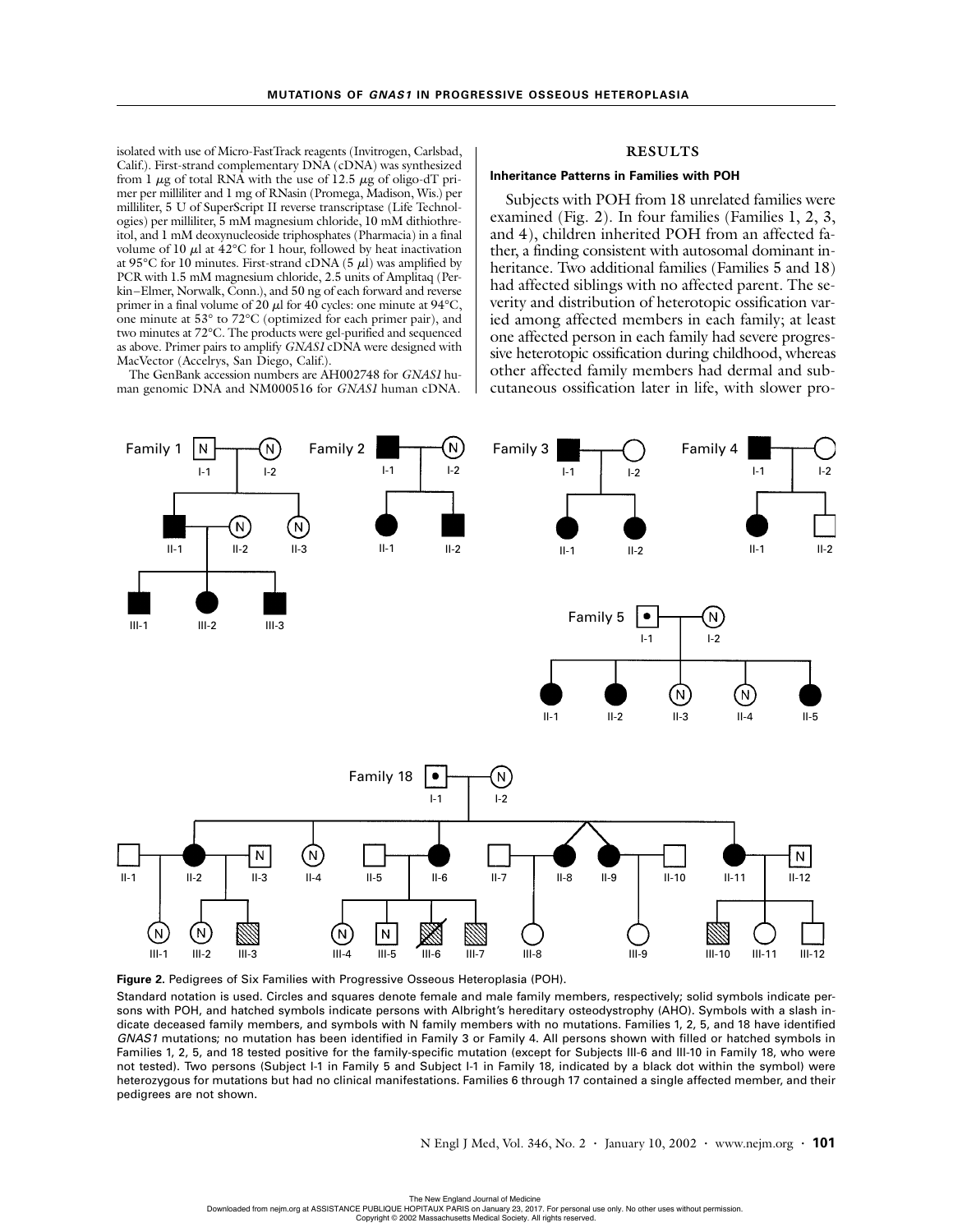isolated with use of Micro-FastTrack reagents (Invitrogen, Carlsbad, Calif.). First-strand complementary DNA (cDNA) was synthesized from 1 μg of total RNA with the use of 12.5 μg of oligo-dT primer per milliliter and 1 mg of RNasin (Promega, Madison, Wis.) per milliliter, 5 U of SuperScript II reverse transcriptase (Life Technologies) per milliliter, 5 mM magnesium chloride, 10 mM dithiothreitol, and 1 mM deoxynucleoside triphosphates (Pharmacia) in a final volume of 10 μl at 42°C for 1 hour, followed by heat inactivation at 95°C for 10 minutes. First-strand cDNA (5 μl) was amplified by PCR with 1.5 mM magnesium chloride, 2.5 units of Amplitaq (Perkin–Elmer, Norwalk, Conn.), and 50 ng of each forward and reverse primer in a final volume of 20 μl for 40 cycles: one minute at 94°C, one minute at 53° to 72°C (optimized for each primer pair), and two minutes at 72°C. The products were gel-purified and sequenced as above. Primer pairs to amplify *GNAS1* cDNA were designed with MacVector (Accelrys, San Diego, Calif.).

The GenBank accession numbers are AH002748 for *GNAS1* human genomic DNA and NM000516 for *GNAS1* human cDNA.

## RESULTS

### Inheritance Patterns in Families with POH

Subjects with POH from 18 unrelated families were examined (Fig. 2). In four families (Families 1, 2, 3, and 4), children inherited POH from an affected father, a finding consistent with autosomal dominant inheritance. Two additional families (Families 5 and 18) had affected siblings with no affected parent. The severity and distribution of heterotopic ossification varied among affected members in each family; at least one affected person in each family had severe progressive heterotopic ossification during childhood, whereas other affected family members had dermal and subcutaneous ossification later in life, with slower pro-

**Figure 2.** Pedigrees of Six Families with Progressive Osseous Heteroplasia (POH).

Standard notation is used. Circles and squares denote female and male family members, respectively; solid symbols indicate persons with POH, and hatched symbols indicate persons with Albright's hereditary osteodystrophy (AHO). Symbols with a slash indicate deceased family members, and symbols with N family members with no mutations. Families 1, 2, 5, and 18 have identified *GNAS1* mutations; no mutation has been identified in Family 3 or Family 4. All persons shown with filled or hatched symbols in Families 1, 2, 5, and 18 tested positive for the family-specific mutation (except for Subjects III-6 and III-10 in Family 18, who were not tested). Two persons (Subject I-1 in Family 5 and Subject I-1 in Family 18, indicated by a black dot within the symbol) were heterozygous for mutations but had no clinical manifestations. Families 6 through 17 contained a single affected member, and their pedigrees are not shown.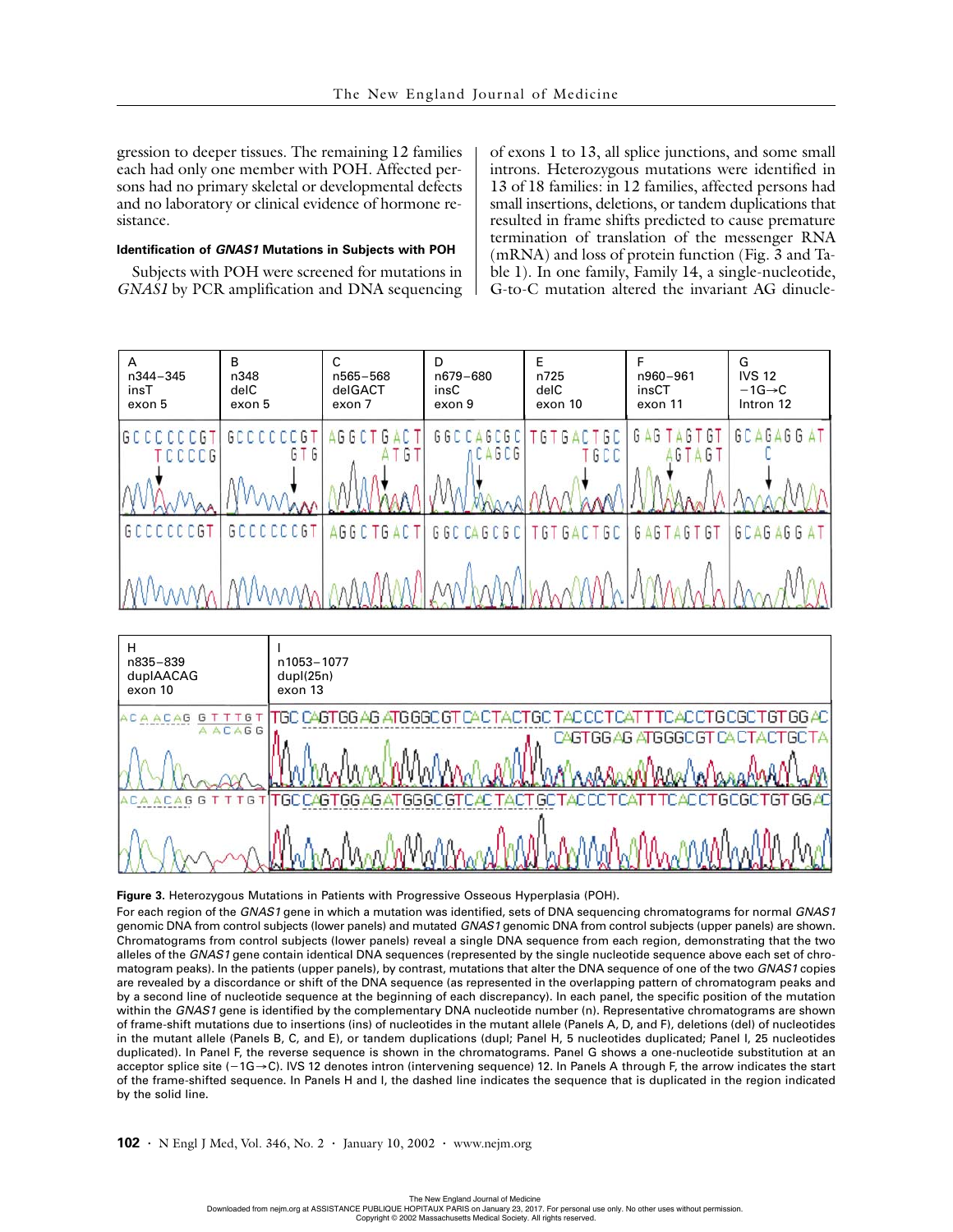gression to deeper tissues. The remaining 12 families each had only one member with POH. Affected persons had no primary skeletal or developmental defects and no laboratory or clinical evidence of hormone resistance.

#### Identification of *GNAS1* Mutations in Subjects with POH

Subjects with POH were screened for mutations in *GNAS1* by PCR amplification and DNA sequencing of exons 1 to 13, all splice junctions, and some small introns. Heterozygous mutations were identified in 13 of 18 families: in 12 families, affected persons had small insertions, deletions, or tandem duplications that resulted in frame shifts predicted to cause premature termination of translation of the messenger RNA (mRNA) and loss of protein function (Fig. 3 and Table 1). In one family, Family 14, a single-nucleotide, G-to-C mutation altered the invariant AG dinucle-

**Figure 3.** Heterozygous Mutations in Patients with Progressive Osseous Hyperplasia (POH).

For each region of the *GNAS1* gene in which a mutation was identified, sets of DNA sequencing chromatograms for normal *GNAS1* genomic DNA from control subjects (lower panels) and mutated *GNAS1* genomic DNA from control subjects (upper panels) are shown. Chromatograms from control subjects (lower panels) reveal a single DNA sequence from each region, demonstrating that the two alleles of the *GNAS1* gene contain identical DNA sequences (represented by the single nucleotide sequence above each set of chromatogram peaks). In the patients (upper panels), by contrast, mutations that alter the DNA sequence of one of the two *GNAS1* copies are revealed by a discordance or shift of the DNA sequence (as represented in the overlapping pattern of chromatogram peaks and by a second line of nucleotide sequence at the beginning of each discrepancy). In each panel, the specific position of the mutation within the *GNAS1* gene is identified by the complementary DNA nucleotide number (n). Representative chromatograms are shown of frame-shift mutations due to insertions (ins) of nucleotides in the mutant allele (Panels A, D, and F), deletions (del) of nucleotides in the mutant allele (Panels B, C, and E), or tandem duplications (dupl; Panel H, 5 nucleotides duplicated; Panel I, 25 nucleotides duplicated). In Panel F, the reverse sequence is shown in the chromatograms. Panel G shows a one-nucleotide substitution at an acceptor splice site (−1G→C). IVS 12 denotes intron (intervening sequence) 12. In Panels A through F, the arrow indicates the start of the frame-shifted sequence. In Panels H and I, the dashed line indicates the sequence that is duplicated in the region indicated by the solid line.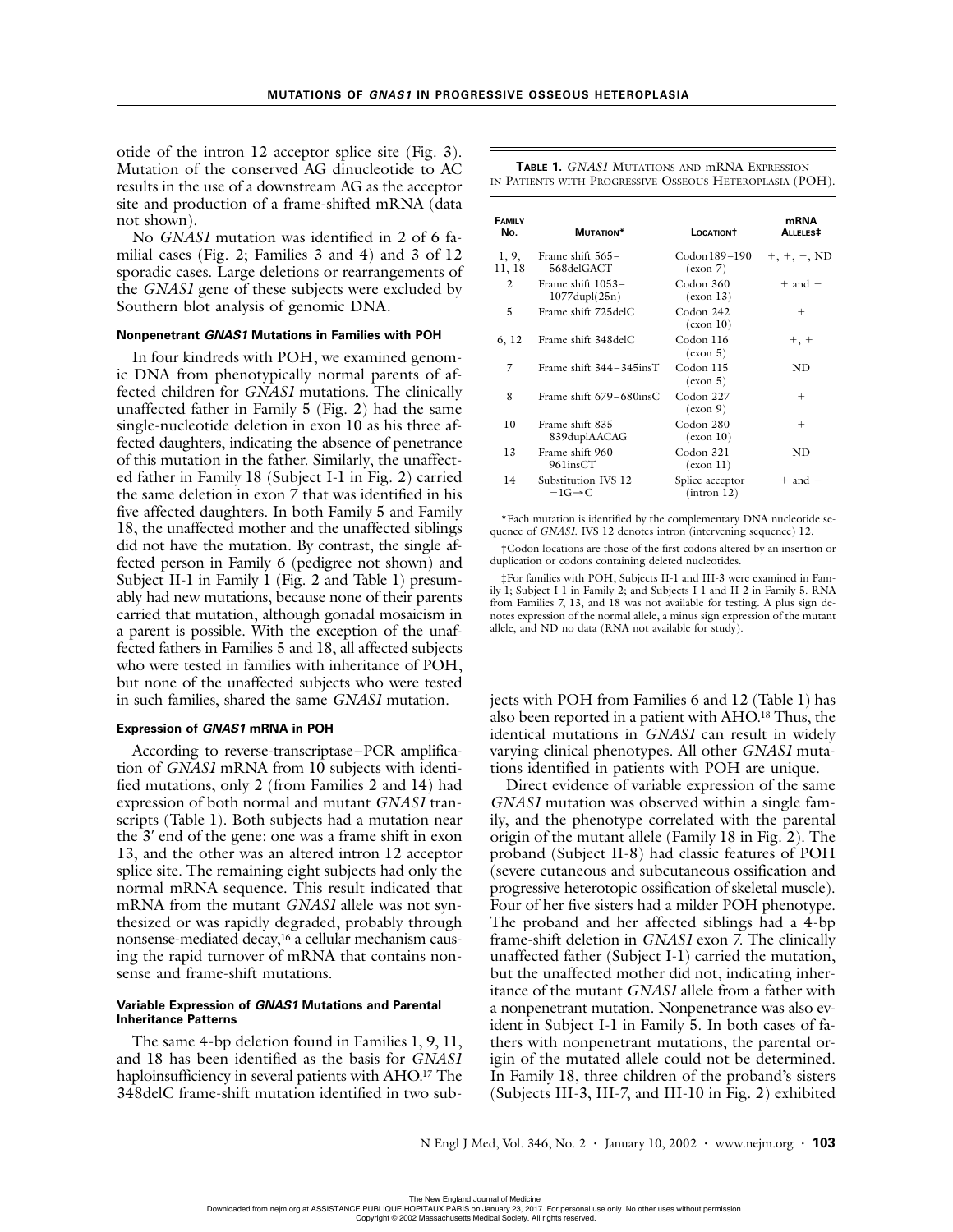otide of the intron 12 acceptor splice site (Fig. 3). Mutation of the conserved AG dinucleotide to AC results in the use of a downstream AG as the acceptor site and production of a frame-shifted mRNA (data not shown).

No *GNAS1* mutation was identified in 2 of 6 familial cases (Fig. 2; Families 3 and 4) and 3 of 12 sporadic cases. Large deletions or rearrangements of the *GNAS1* gene of these subjects were excluded by Southern blot analysis of genomic DNA.

#### Nonpenetrant *GNAS1* Mutations in Families with POH

In four kindreds with POH, we examined genomic DNA from phenotypically normal parents of affected children for *GNAS1* mutations. The clinically unaffected father in Family 5 (Fig. 2) had the same single-nucleotide deletion in exon 10 as his three affected daughters, indicating the absence of penetrance of this mutation in the father. Similarly, the unaffected father in Family 18 (Subject I-1 in Fig. 2) carried the same deletion in exon 7 that was identified in his five affected daughters. In both Family 5 and Family 18, the unaffected mother and the unaffected siblings did not have the mutation. By contrast, the single affected person in Family 6 (pedigree not shown) and Subject II-1 in Family 1 (Fig. 2 and Table 1) presumably had new mutations, because none of their parents carried that mutation, although gonadal mosaicism in a parent is possible. With the exception of the unaffected fathers in Families 5 and 18, all affected subjects who were tested in families with inheritance of POH, but none of the unaffected subjects who were tested in such families, shared the same *GNAS1* mutation.

#### Expression of *GNAS1* mRNA in POH

According to reverse-transcriptase–PCR amplification of *GNAS1* mRNA from 10 subjects with identified mutations, only 2 (from Families 2 and 14) had expression of both normal and mutant *GNAS1* transcripts (Table 1). Both subjects had a mutation near the 3′ end of the gene: one was a frame shift in exon 13, and the other was an altered intron 12 acceptor splice site. The remaining eight subjects had only the normal mRNA sequence. This result indicated that mRNA from the mutant *GNAS1* allele was not synthesized or was rapidly degraded, probably through nonsense-mediated decay,[16] a cellular mechanism causing the rapid turnover of mRNA that contains nonsense and frame-shift mutations.

#### Variable Expression of *GNAS1* Mutations and Parental Inheritance Patterns

The same 4-bp deletion found in Families 1, 9, 11, and 18 has been identified as the basis for *GNAS1* haploinsufficiency in several patients with AHO.[17] The 348delC frame-shift mutation identified in two subjects with POH from Families 6 and 12 (Table 1) has also been reported in a patient with AHO.[18] Thus, the identical mutations in *GNAS1* can result in widely varying clinical phenotypes. All other *GNAS1* mutations identified in patients with POH are unique.

**Table 1.** *GNAS1* Mutations and mRNA Expression in Patients with Progressive Osseous Heteroplasia (POH).

| Family No. | Mutation* | Location† | mRNA Alleles‡ |
|---|---|---|---|
| 1, 9, 11, 18 | Frame shift 565–568delGACT | Codon 189–190 (exon 7) | +, +, +, ND |
| 2 | Frame shift 1053–1077dupl(25n) | Codon 360 (exon 13) | + and − |
| 5 | Frame shift 725delC | Codon 242 (exon 10) | + |
| 6, 12 | Frame shift 348delC | Codon 116 (exon 5) | +, + |
| 7 | Frame shift 344–345insT | Codon 115 (exon 5) | ND |
| 8 | Frame shift 679–680insC | Codon 227 (exon 9) | + |
| 10 | Frame shift 835–839duplAACAG | Codon 280 (exon 10) | + |
| 13 | Frame shift 960–961insCT | Codon 321 (exon 11) | ND |
| 14 | Substitution IVS 12 −1G→C | Splice acceptor (intron 12) | + and − |

*Each mutation is identified by the complementary DNA nucleotide sequence of *GNAS1.* IVS 12 denotes intron (intervening sequence) 12.

†Codon locations are those of the first codons altered by an insertion or duplication or codons containing deleted nucleotides.

‡For families with POH, Subjects II-1 and III-3 were examined in Family 1; Subject I-1 in Family 2; and Subjects I-1 and II-2 in Family 5. RNA from Families 7, 13, and 18 was not available for testing. A plus sign denotes expression of the normal allele, a minus sign expression of the mutant allele, and ND no data (RNA not available for study).

Direct evidence of variable expression of the same *GNAS1* mutation was observed within a single family, and the phenotype correlated with the parental origin of the mutant allele (Family 18 in Fig. 2). The proband (Subject II-8) had classic features of POH (severe cutaneous and subcutaneous ossification and progressive heterotopic ossification of skeletal muscle). Four of her five sisters had a milder POH phenotype. The proband and her affected siblings had a 4-bp frame-shift deletion in *GNAS1* exon 7. The clinically unaffected father (Subject I-1) carried the mutation, but the unaffected mother did not, indicating inheritance of the mutant *GNAS1* allele from a father with a nonpenetrant mutation. Nonpenetrance was also evident in Subject I-1 in Family 5. In both cases of fathers with nonpenetrant mutations, the parental origin of the mutated allele could not be determined. In Family 18, three children of the proband's sisters (Subjects III-3, III-7, and III-10 in Fig. 2) exhibited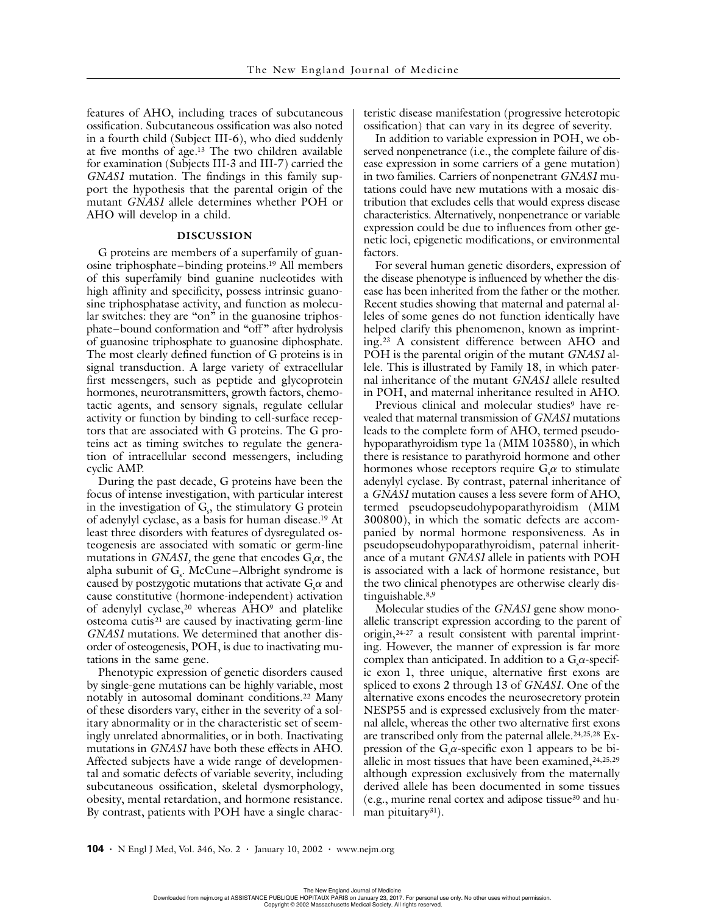features of AHO, including traces of subcutaneous ossification. Subcutaneous ossification was also noted in a fourth child (Subject III-6), who died suddenly at five months of age.[13] The two children available for examination (Subjects III-3 and III-7) carried the *GNAS1* mutation. The findings in this family support the hypothesis that the parental origin of the mutant *GNAS1* allele determines whether POH or AHO will develop in a child.

## DISCUSSION

G proteins are members of a superfamily of guanosine triphosphate–binding proteins.[19] All members of this superfamily bind guanine nucleotides with high affinity and specificity, possess intrinsic guanosine triphosphatase activity, and function as molecular switches: they are "on" in the guanosine triphosphate–bound conformation and "off" after hydrolysis of guanosine triphosphate to guanosine diphosphate. The most clearly defined function of G proteins is in signal transduction. A large variety of extracellular first messengers, such as peptide and glycoprotein hormones, neurotransmitters, growth factors, chemotactic agents, and sensory signals, regulate cellular activity or function by binding to cell-surface receptors that are associated with G proteins. The G proteins act as timing switches to regulate the generation of intracellular second messengers, including cyclic AMP.

During the past decade, G proteins have been the focus of intense investigation, with particular interest in the investigation of $G_s$, the stimulatory G protein of adenylyl cyclase, as a basis for human disease.[19] At least three disorders with features of dysregulated osteogenesis are associated with somatic or germ-line mutations in *GNAS1,* the gene that encodes $G_s\alpha$, the alpha subunit of $G_s$. McCune–Albright syndrome is caused by postzygotic mutations that activate $G_s\alpha$ and cause constitutive (hormone-independent) activation of adenylyl cyclase,[20] whereas AHO[9] and platelike osteoma cutis[21] are caused by inactivating germ-line *GNAS1* mutations. We determined that another disorder of osteogenesis, POH, is due to inactivating mutations in the same gene.

Phenotypic expression of genetic disorders caused by single-gene mutations can be highly variable, most notably in autosomal dominant conditions.[22] Many of these disorders vary, either in the severity of a solitary abnormality or in the characteristic set of seemingly unrelated abnormalities, or in both. Inactivating mutations in *GNAS1* have both these effects in AHO. Affected subjects have a wide range of developmental and somatic defects of variable severity, including subcutaneous ossification, skeletal dysmorphology, obesity, mental retardation, and hormone resistance. By contrast, patients with POH have a single characteristic disease manifestation (progressive heterotopic ossification) that can vary in its degree of severity.

In addition to variable expression in POH, we observed nonpenetrance (i.e., the complete failure of disease expression in some carriers of a gene mutation) in two families. Carriers of nonpenetrant *GNAS1* mutations could have new mutations with a mosaic distribution that excludes cells that would express disease characteristics. Alternatively, nonpenetrance or variable expression could be due to influences from other genetic loci, epigenetic modifications, or environmental factors.

For several human genetic disorders, expression of the disease phenotype is influenced by whether the disease has been inherited from the father or the mother. Recent studies showing that maternal and paternal alleles of some genes do not function identically have helped clarify this phenomenon, known as imprinting.[23] A consistent difference between AHO and POH is the parental origin of the mutant *GNAS1* allele. This is illustrated by Family 18, in which paternal inheritance of the mutant *GNAS1* allele resulted in POH, and maternal inheritance resulted in AHO.

Previous clinical and molecular studies[9] have revealed that maternal transmission of *GNAS1* mutations leads to the complete form of AHO, termed pseudohypoparathyroidism type 1a (MIM 103580), in which there is resistance to parathyroid hormone and other hormones whose receptors require $G_s\alpha$ to stimulate adenylyl cyclase. By contrast, paternal inheritance of a *GNAS1* mutation causes a less severe form of AHO, termed pseudopseudohypoparathyroidism (MIM 300800), in which the somatic defects are accompanied by normal hormone responsiveness. As in pseudopseudohypoparathyroidism, paternal inheritance of a mutant *GNAS1* allele in patients with POH is associated with a lack of hormone resistance, but the two clinical phenotypes are otherwise clearly distinguishable.[8,9]

Molecular studies of the *GNAS1* gene show monoallelic transcript expression according to the parent of origin,[24-27] a result consistent with parental imprinting. However, the manner of expression is far more complex than anticipated. In addition to a $G_s\alpha$-specific exon 1, three unique, alternative first exons are spliced to exons 2 through 13 of *GNAS1.* One of the alternative exons encodes the neurosecretory protein NESP55 and is expressed exclusively from the maternal allele, whereas the other two alternative first exons are transcribed only from the paternal allele.[24,25,28] Expression of the $G_s\alpha$-specific exon 1 appears to be biallelic in most tissues that have been examined,[24,25,29] although expression exclusively from the maternally derived allele has been documented in some tissues (e.g., murine renal cortex and adipose tissue[30] and human pituitary[31]).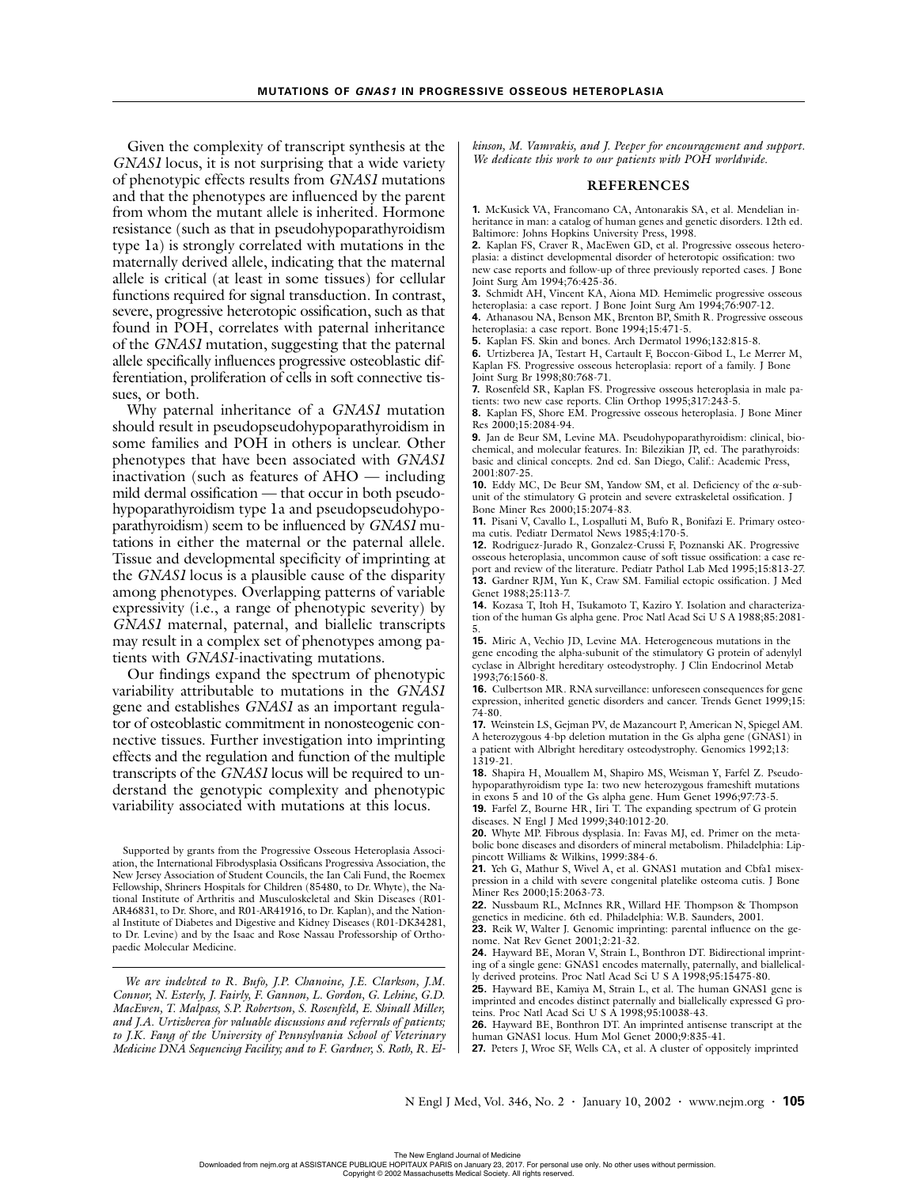Given the complexity of transcript synthesis at the *GNAS1* locus, it is not surprising that a wide variety of phenotypic effects results from *GNAS1* mutations and that the phenotypes are influenced by the parent from whom the mutant allele is inherited. Hormone resistance (such as that in pseudohypoparathyroidism type 1a) is strongly correlated with mutations in the maternally derived allele, indicating that the maternal allele is critical (at least in some tissues) for cellular functions required for signal transduction. In contrast, severe, progressive heterotopic ossification, such as that found in POH, correlates with paternal inheritance of the *GNAS1* mutation, suggesting that the paternal allele specifically influences progressive osteoblastic differentiation, proliferation of cells in soft connective tissues, or both.

Why paternal inheritance of a *GNAS1* mutation should result in pseudopseudohypoparathyroidism in some families and POH in others is unclear. Other phenotypes that have been associated with *GNAS1* inactivation (such as features of AHO — including mild dermal ossification — that occur in both pseudohypoparathyroidism type 1a and pseudopseudohypoparathyroidism) seem to be influenced by *GNAS1* mutations in either the maternal or the paternal allele. Tissue and developmental specificity of imprinting at the *GNAS1* locus is a plausible cause of the disparity among phenotypes. Overlapping patterns of variable expressivity (i.e., a range of phenotypic severity) by *GNAS1* maternal, paternal, and biallelic transcripts may result in a complex set of phenotypes among patients with *GNAS1*-inactivating mutations.

Our findings expand the spectrum of phenotypic variability attributable to mutations in the *GNAS1* gene and establishes *GNAS1* as an important regulator of osteoblastic commitment in nonosteogenic connective tissues. Further investigation into imprinting effects and the regulation and function of the multiple transcripts of the *GNAS1* locus will be required to understand the genotypic complexity and phenotypic variability associated with mutations at this locus.

Supported by grants from the Progressive Osseous Heteroplasia Association, the International Fibrodysplasia Ossificans Progressiva Association, the New Jersey Association of Student Councils, the Ian Cali Fund, the Roemex Fellowship, Shriners Hospitals for Children (85480, to Dr. Whyte), the National Institute of Arthritis and Musculoskeletal and Skin Diseases (R01-AR46831, to Dr. Shore, and R01-AR41916, to Dr. Kaplan), and the National Institute of Diabetes and Digestive and Kidney Diseases (R01-DK34281, to Dr. Levine) and by the Isaac and Rose Nassau Professorship of Orthopaedic Molecular Medicine.

*We are indebted to R. Bufo, J.P. Chanoine, J.E. Clarkson, J.M. Connor, N. Esterly, J. Fairly, F. Gannon, L. Gordon, G. Lebine, G.D. MacEwen, T. Malpass, S.P. Robertson, S. Rosenfeld, E. Shinall Miller, and J.A. Urtizberea for valuable discussions and referrals of patients; to J.K. Fang of the University of Pennsylvania School of Veterinary Medicine DNA Sequencing Facility; and to F. Gardner, S. Roth, R. Elkinson, M. Vamvakis, and J. Peeper for encouragement and support. We dedicate this work to our patients with POH worldwide.*

## REFERENCES

**1.** McKusick VA, Francomano CA, Antonarakis SA, et al. Mendelian inheritance in man: a catalog of human genes and genetic disorders. 12th ed. Baltimore: Johns Hopkins University Press, 1998.

**2.** Kaplan FS, Craver R, MacEwen GD, et al. Progressive osseous heteroplasia: a distinct developmental disorder of heterotopic ossification: two new case reports and follow-up of three previously reported cases. J Bone Joint Surg Am 1994;76:425-36.

**3.** Schmidt AH, Vincent KA, Aiona MD. Hemimelic progressive osseous heteroplasia: a case report. J Bone Joint Surg Am 1994;76:907-12.

**4.** Athanasou NA, Benson MK, Brenton BP, Smith R. Progressive osseous heteroplasia: a case report. Bone 1994;15:471-5.

**5.** Kaplan FS. Skin and bones. Arch Dermatol 1996;132:815-8.

**6.** Urtizberea JA, Testart H, Cartault F, Boccon-Gibod L, Le Merrer M, Kaplan FS. Progressive osseous heteroplasia: report of a family. J Bone Joint Surg Br 1998;80:768-71.

**7.** Rosenfeld SR, Kaplan FS. Progressive osseous heteroplasia in male patients: two new case reports. Clin Orthop 1995;317:243-5.

**8.** Kaplan FS, Shore EM. Progressive osseous heteroplasia. J Bone Miner Res 2000;15:2084-94.

**9.** Jan de Beur SM, Levine MA. Pseudohypoparathyroidism: clinical, biochemical, and molecular features. In: Bilezikian JP, ed. The parathyroids: basic and clinical concepts. 2nd ed. San Diego, Calif.: Academic Press, 2001:807-25.

**10.** Eddy MC, De Beur SM, Yandow SM, et al. Deficiency of the α-subunit of the stimulatory G protein and severe extraskeletal ossification. J Bone Miner Res 2000;15:2074-83.

**11.** Pisani V, Cavallo L, Lospalluti M, Bufo R, Bonifazi E. Primary osteoma cutis. Pediatr Dermatol News 1985;4:170-5.

**12.** Rodriguez-Jurado R, Gonzalez-Crussi F, Poznanski AK. Progressive osseous heteroplasia, uncommon cause of soft tissue ossification: a case report and review of the literature. Pediatr Pathol Lab Med 1995;15:813-27.

**13.** Gardner RJM, Yun K, Craw SM. Familial ectopic ossification. J Med Genet 1988;25:113-7.

**14.** Kozasa T, Itoh H, Tsukamoto T, Kaziro Y. Isolation and characterization of the human Gs alpha gene. Proc Natl Acad Sci U S A 1988;85:2081-5.

**15.** Miric A, Vechio JD, Levine MA. Heterogeneous mutations in the gene encoding the alpha-subunit of the stimulatory G protein of adenylyl cyclase in Albright hereditary osteodystrophy. J Clin Endocrinol Metab 1993;76:1560-8.

**16.** Culbertson MR. RNA surveillance: unforeseen consequences for gene expression, inherited genetic disorders and cancer. Trends Genet 1999;15:74-80.

**17.** Weinstein LS, Gejman PV, de Mazancourt P, American N, Spiegel AM. A heterozygous 4-bp deletion mutation in the Gs alpha gene (GNAS1) in a patient with Albright hereditary osteodystrophy. Genomics 1992;13:1319-21.

**18.** Shapira H, Mouallem M, Shapiro MS, Weisman Y, Farfel Z. Pseudohypoparathyroidism type Ia: two new heterozygous frameshift mutations in exons 5 and 10 of the Gs alpha gene. Hum Genet 1996;97:73-5.

**19.** Farfel Z, Bourne HR, Iiri T. The expanding spectrum of G protein diseases. N Engl J Med 1999;340:1012-20.

**20.** Whyte MP. Fibrous dysplasia. In: Favas MJ, ed. Primer on the metabolic bone diseases and disorders of mineral metabolism. Philadelphia: Lippincott Williams & Wilkins, 1999:384-6.

**21.** Yeh G, Mathur S, Wivel A, et al. GNAS1 mutation and Cbfa1 misexpression in a child with severe congenital platelike osteoma cutis. J Bone Miner Res 2000;15:2063-73.

**22.** Nussbaum RL, McInnes RR, Willard HF. Thompson & Thompson genetics in medicine. 6th ed. Philadelphia: W.B. Saunders, 2001.

**23.** Reik W, Walter J. Genomic imprinting: parental influence on the genome. Nat Rev Genet 2001;2:21-32.

**24.** Hayward BE, Moran V, Strain L, Bonthron DT. Bidirectional imprinting of a single gene: GNAS1 encodes maternally, paternally, and biallelically derived proteins. Proc Natl Acad Sci U S A 1998;95:15475-80.

**25.** Hayward BE, Kamiya M, Strain L, et al. The human GNAS1 gene is imprinted and encodes distinct paternally and biallelically expressed G proteins. Proc Natl Acad Sci U S A 1998;95:10038-43.

**26.** Hayward BE, Bonthron DT. An imprinted antisense transcript at the human GNAS1 locus. Hum Mol Genet 2000;9:835-41.

**27.** Peters J, Wroe SF, Wells CA, et al. A cluster of oppositely imprinted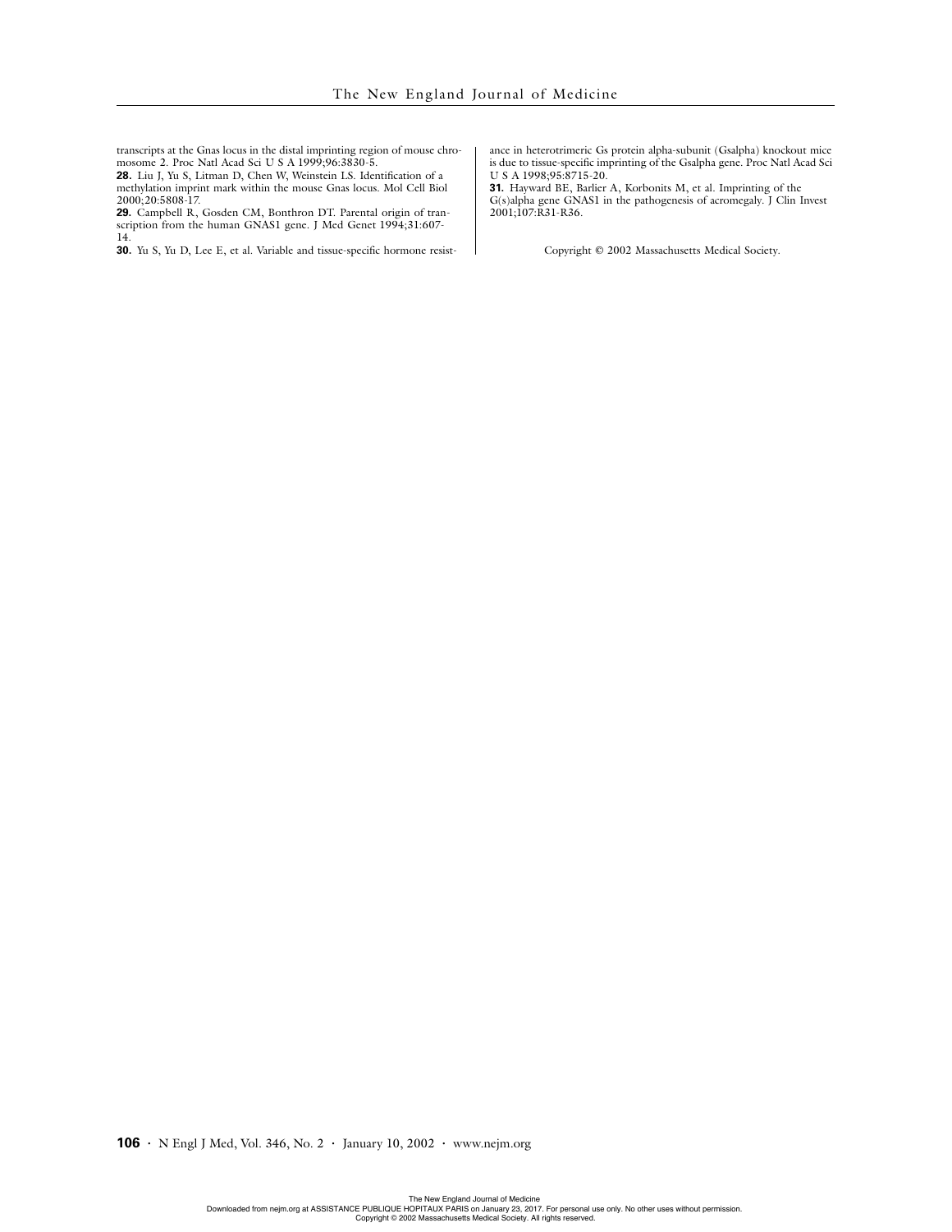transcripts at the Gnas locus in the distal imprinting region of mouse chromosome 2. Proc Natl Acad Sci U S A 1999;96:3830-5.

**28.** Liu J, Yu S, Litman D, Chen W, Weinstein LS. Identification of a methylation imprint mark within the mouse Gnas locus. Mol Cell Biol 2000;20:5808-17.

**29.** Campbell R, Gosden CM, Bonthron DT. Parental origin of transcription from the human GNAS1 gene. J Med Genet 1994;31:607-14.

**30.** Yu S, Yu D, Lee E, et al. Variable and tissue-specific hormone resistance in heterotrimeric Gs protein alpha-subunit (Gsalpha) knockout mice is due to tissue-specific imprinting of the Gsalpha gene. Proc Natl Acad Sci U S A 1998;95:8715-20.

**31.** Hayward BE, Barlier A, Korbonits M, et al. Imprinting of the G(s)alpha gene GNAS1 in the pathogenesis of acromegaly. J Clin Invest 2001;107:R31-R36.

Copyright © 2002 Massachusetts Medical Society.